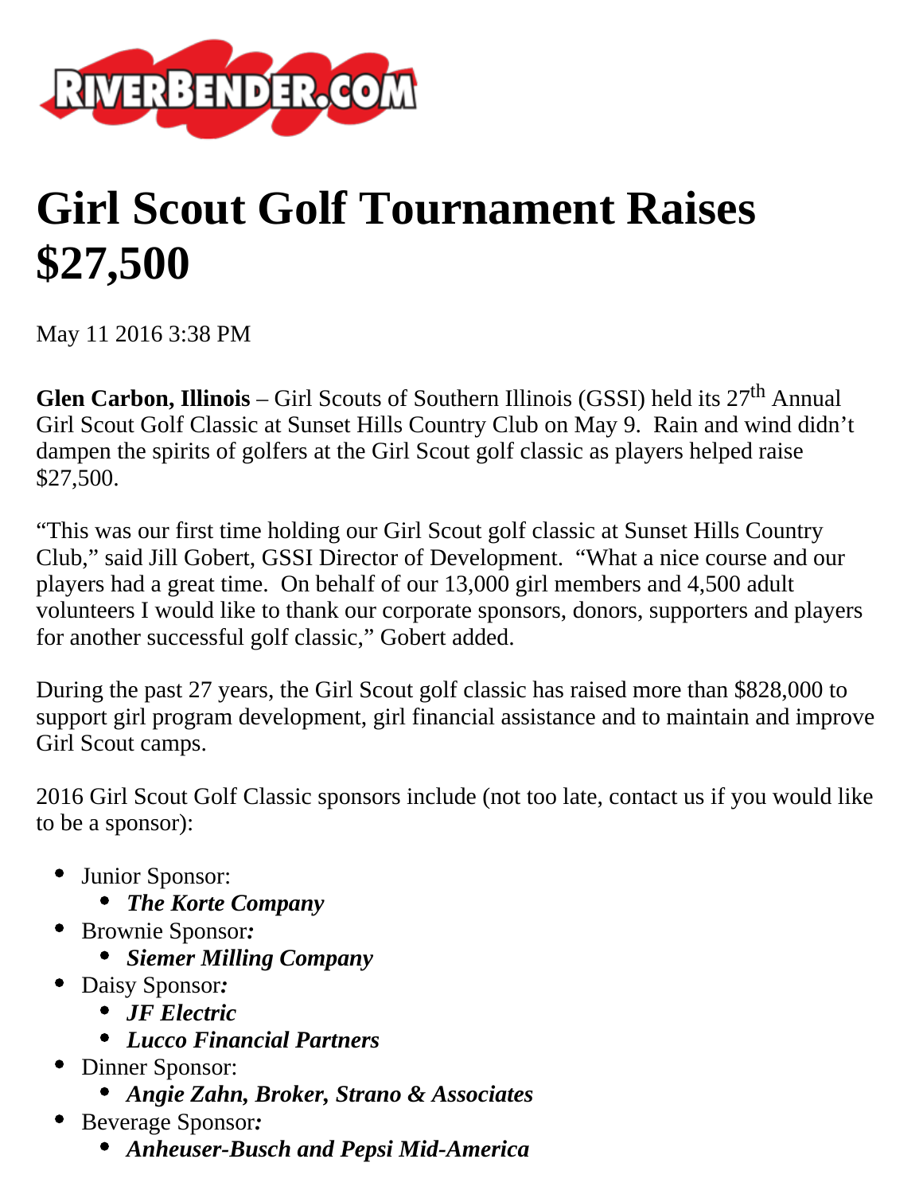# Girl Scout Golf Tournament Raises $27,500

May 11 2016 3:38 PM

**Glen Carbon, Illinois** – Girl Scouts of Southern Illinois (GSSI) held its 27th Annual Girl Scout Golf Classic at Sunset Hills Country Club on May 9. Rain and wind didn't dampen the spirits of golfers at the Girl Scout golf classic as players helped raise $27,500.

"This was our first time holding our Girl Scout golf classic at Sunset Hills Country Club," said Jill Gobert, GSSI Director of Development. "What a nice course and our players had a great time. On behalf of our 13,000 girl members and 4,500 adult volunteers I would like to thank our corporate sponsors, donors, supporters and players for another successful golf classic," Gobert added.

During the past 27 years, the Girl Scout golf classic has raised more than $828,000 to support girl program development, girl financial assistance and to maintain and improve Girl Scout camps.

2016 Girl Scout Golf Classic sponsors include (not too late, contact us if you would like to be a sponsor):

- Junior Sponsor:
  - ***The Korte Company***
- Brownie Sponsor***:***
  - ***Siemer Milling Company***
- Daisy Sponsor***:***
  - ***JF Electric***
  - ***Lucco Financial Partners***
- Dinner Sponsor:
  - ***Angie Zahn, Broker, Strano & Associates***
- Beverage Sponsor***:***
  - ***Anheuser-Busch and Pepsi Mid-America***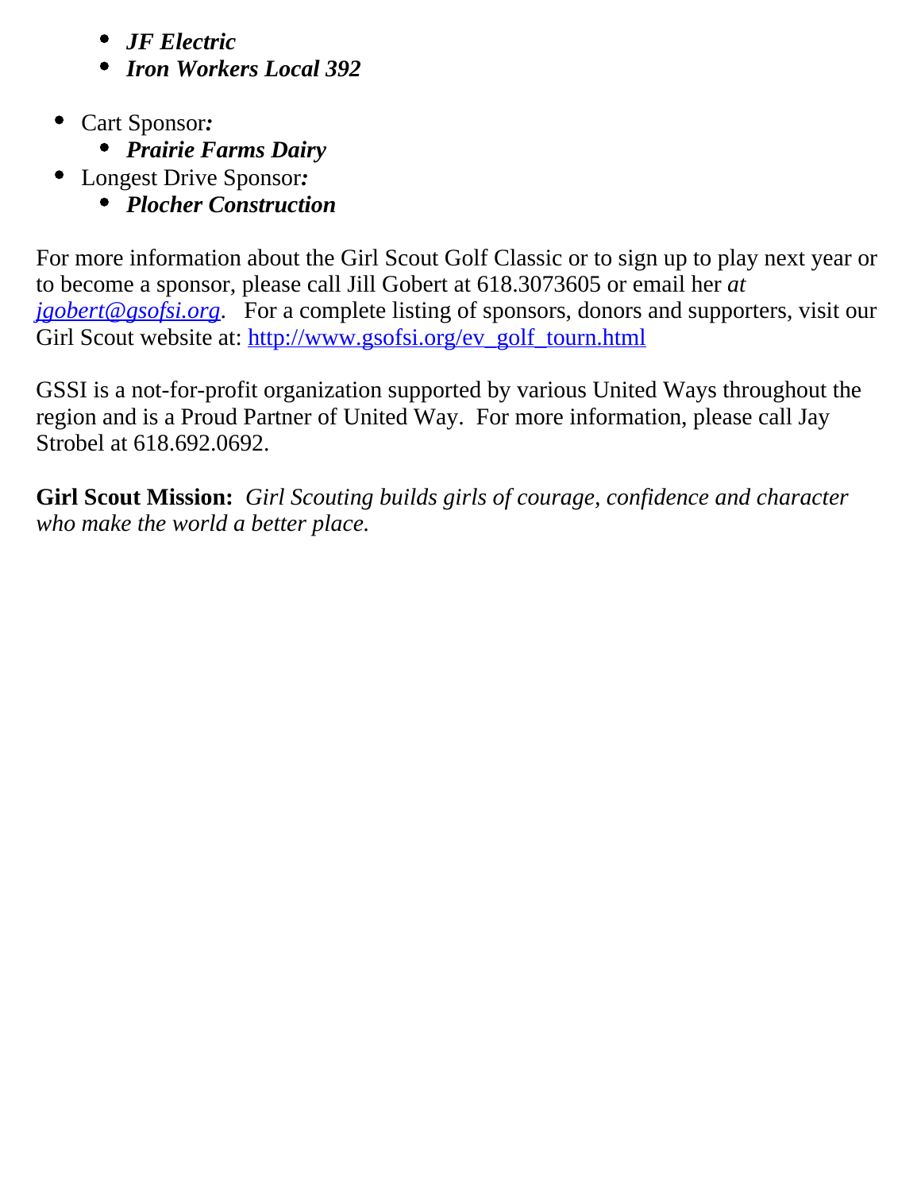- ***JF Electric***
  - ***Iron Workers Local 392***

- Cart Sponsor***:***
  - ***Prairie Farms Dairy***
- Longest Drive Sponsor***:***
  - ***Plocher Construction***

For more information about the Girl Scout Golf Classic or to sign up to play next year or to become a sponsor, please call Jill Gobert at 618.3073605 or email her *at [jgobert@gsofsi.org](mailto:jgobert@gsofsi.org)*. For a complete listing of sponsors, donors and supporters, visit our Girl Scout website at: [http://www.gsofsi.org/ev_golf_tourn.html](http://www.gsofsi.org/ev_golf_tourn.html)

GSSI is a not-for-profit organization supported by various United Ways throughout the region and is a Proud Partner of United Way. For more information, please call Jay Strobel at 618.692.0692.

**Girl Scout Mission:** *Girl Scouting builds girls of courage, confidence and character who make the world a better place.*